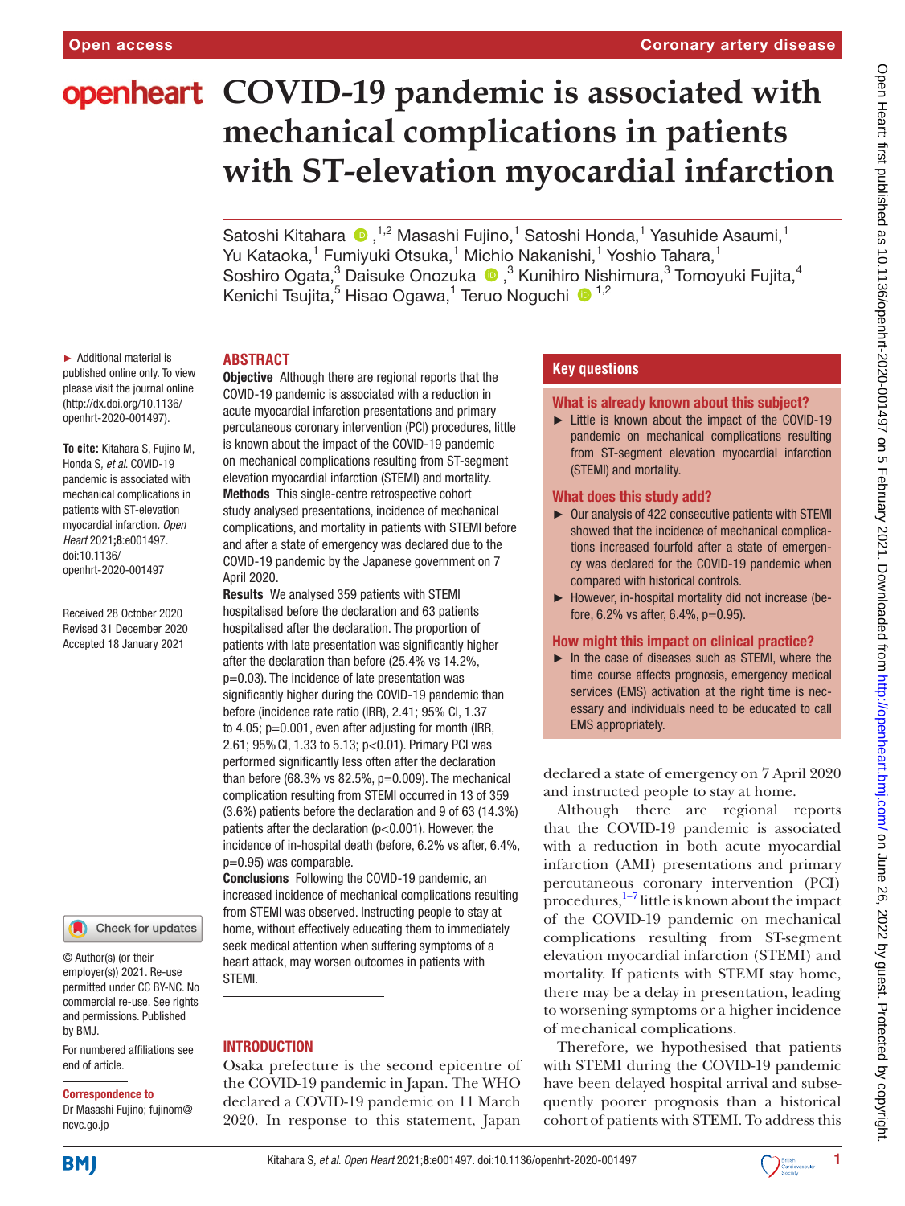# COVID-19 pandemic is associated with mechanical complications in patients with ST-elevation myocardial infarction

Satoshi Kitahara [1,2], Masashi Fujino [1], Satoshi Honda [1], Yasuhide Asaumi [1], Yu Kataoka [1], Fumiyuki Otsuka [1], Michio Nakanishi [1], Yoshio Tahara [1], Soshiro Ogata [3], Daisuke Onozuka [3], Kunihiro Nishimura [3], Tomoyuki Fujita [4], Kenichi Tsujita [5], Hisao Ogawa [1], Teruo Noguchi [1,2]

► Additional material is published online only. To view please visit the journal online (http://dx.doi.org/10.1136/openhrt-2020-001497).

**To cite:** Kitahara S, Fujino M, Honda S, *et al*. COVID-19 pandemic is associated with mechanical complications in patients with ST-elevation myocardial infarction. *Open Heart* 2021;**8**:e001497. doi:10.1136/openhrt-2020-001497

Received 28 October 2020
Revised 31 December 2020
Accepted 18 January 2021

© Author(s) (or their employer(s)) 2021. Re-use permitted under CC BY-NC. No commercial re-use. See rights and permissions. Published by BMJ.

For numbered affiliations see end of article.

**Correspondence to**
Dr Masashi Fujino; fujinom@ncvc.go.jp

## ABSTRACT

**Objective** Although there are regional reports that the COVID-19 pandemic is associated with a reduction in acute myocardial infarction presentations and primary percutaneous coronary intervention (PCI) procedures, little is known about the impact of the COVID-19 pandemic on mechanical complications resulting from ST-segment elevation myocardial infarction (STEMI) and mortality.

**Methods** This single-centre retrospective cohort study analysed presentations, incidence of mechanical complications, and mortality in patients with STEMI before and after a state of emergency was declared due to the COVID-19 pandemic by the Japanese government on 7 April 2020.

**Results** We analysed 359 patients with STEMI hospitalised before the declaration and 63 patients hospitalised after the declaration. The proportion of patients with late presentation was significantly higher after the declaration than before (25.4% vs 14.2%, p=0.03). The incidence of late presentation was significantly higher during the COVID-19 pandemic than before (incidence rate ratio (IRR), 2.41; 95% CI, 1.37 to 4.05; p=0.001, even after adjusting for month (IRR, 2.61; 95% CI, 1.33 to 5.13; p<0.01). Primary PCI was performed significantly less often after the declaration than before (68.3% vs 82.5%, p=0.009). The mechanical complication resulting from STEMI occurred in 13 of 359 (3.6%) patients before the declaration and 9 of 63 (14.3%) patients after the declaration (p<0.001). However, the incidence of in-hospital death (before, 6.2% vs after, 6.4%, p=0.95) was comparable.

**Conclusions** Following the COVID-19 pandemic, an increased incidence of mechanical complications resulting from STEMI was observed. Instructing people to stay at home, without effectively educating them to immediately seek medical attention when suffering symptoms of a heart attack, may worsen outcomes in patients with STEMI.

## Key questions

### What is already known about this subject?

► Little is known about the impact of the COVID-19 pandemic on mechanical complications resulting from ST-segment elevation myocardial infarction (STEMI) and mortality.

### What does this study add?

► Our analysis of 422 consecutive patients with STEMI showed that the incidence of mechanical complications increased fourfold after a state of emergency was declared for the COVID-19 pandemic when compared with historical controls.

► However, in-hospital mortality did not increase (before, 6.2% vs after, 6.4%, p=0.95).

### How might this impact on clinical practice?

► In the case of diseases such as STEMI, where the time course affects prognosis, emergency medical services (EMS) activation at the right time is necessary and individuals need to be educated to call EMS appropriately.

## INTRODUCTION

Osaka prefecture is the second epicentre of the COVID-19 pandemic in Japan. The WHO declared a COVID-19 pandemic on 11 March 2020. In response to this statement, Japan declared a state of emergency on 7 April 2020 and instructed people to stay at home.

Although there are regional reports that the COVID-19 pandemic is associated with a reduction in both acute myocardial infarction (AMI) presentations and primary percutaneous coronary intervention (PCI) procedures,[1–7] little is known about the impact of the COVID-19 pandemic on mechanical complications resulting from ST-segment elevation myocardial infarction (STEMI) and mortality. If patients with STEMI stay home, without effectively educating them, there may be a delay in presentation, leading to worsening symptoms or a higher incidence of mechanical complications.

Therefore, we hypothesised that patients with STEMI during the COVID-19 pandemic have been delayed hospital arrival and subsequently poorer prognosis than a historical cohort of patients with STEMI. To address this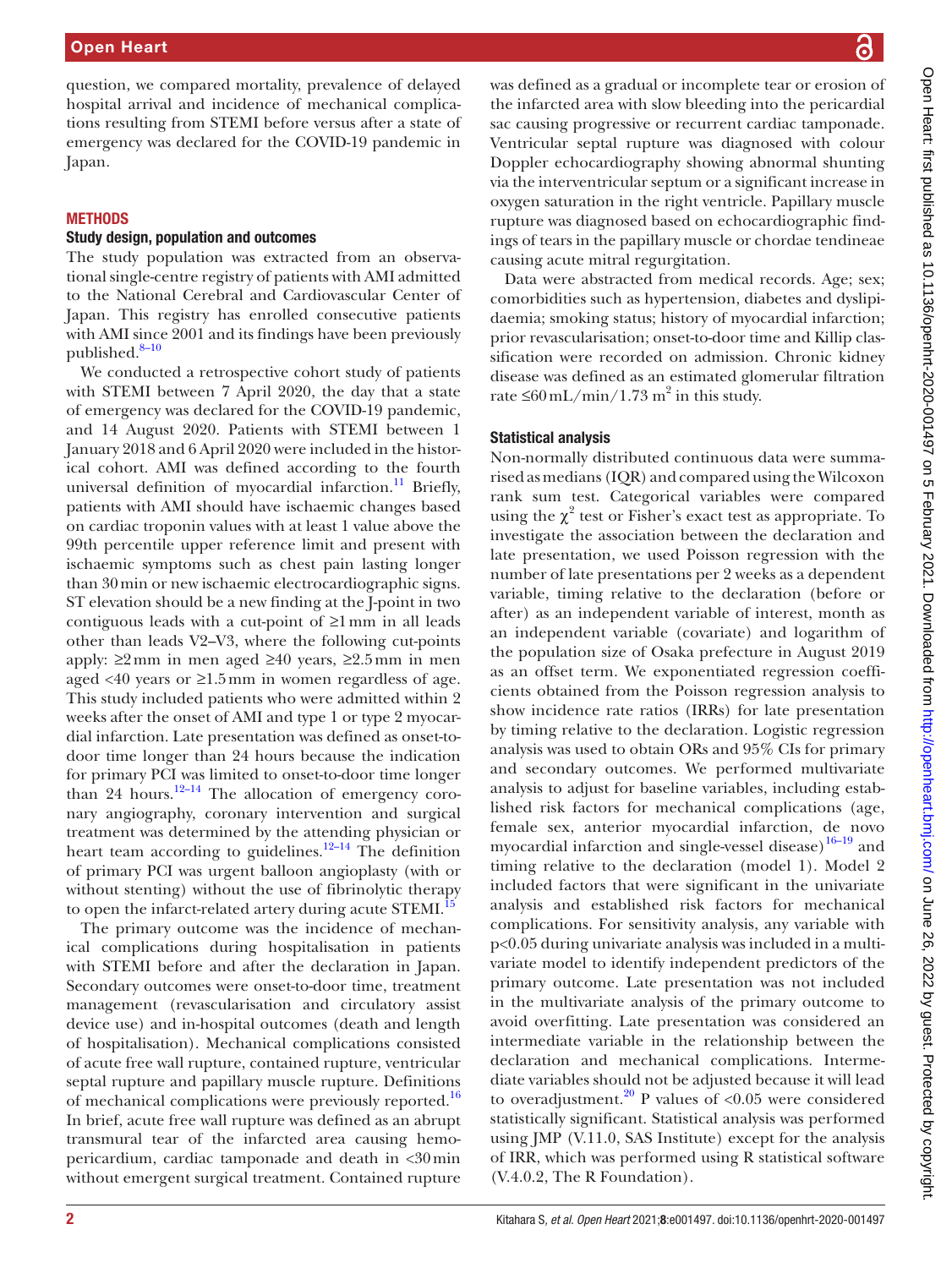question, we compared mortality, prevalence of delayed hospital arrival and incidence of mechanical complications resulting from STEMI before versus after a state of emergency was declared for the COVID-19 pandemic in Japan.

## METHODS

### Study design, population and outcomes

The study population was extracted from an observational single-centre registry of patients with AMI admitted to the National Cerebral and Cardiovascular Center of Japan. This registry has enrolled consecutive patients with AMI since 2001 and its findings have been previously published.[8–10]

We conducted a retrospective cohort study of patients with STEMI between 7 April 2020, the day that a state of emergency was declared for the COVID-19 pandemic, and 14 August 2020. Patients with STEMI between 1 January 2018 and 6 April 2020 were included in the historical cohort. AMI was defined according to the fourth universal definition of myocardial infarction.[11] Briefly, patients with AMI should have ischaemic changes based on cardiac troponin values with at least 1 value above the 99th percentile upper reference limit and present with ischaemic symptoms such as chest pain lasting longer than 30 min or new ischaemic electrocardiographic signs. ST elevation should be a new finding at the J-point in two contiguous leads with a cut-point of ≥1 mm in all leads other than leads V2–V3, where the following cut-points apply: ≥2 mm in men aged ≥40 years, ≥2.5 mm in men aged <40 years or ≥1.5 mm in women regardless of age. This study included patients who were admitted within 2 weeks after the onset of AMI and type 1 or type 2 myocardial infarction. Late presentation was defined as onset-to-door time longer than 24 hours because the indication for primary PCI was limited to onset-to-door time longer than 24 hours.[12–14] The allocation of emergency coronary angiography, coronary intervention and surgical treatment was determined by the attending physician or heart team according to guidelines.[12–14] The definition of primary PCI was urgent balloon angioplasty (with or without stenting) without the use of fibrinolytic therapy to open the infarct-related artery during acute STEMI.[15]

The primary outcome was the incidence of mechanical complications during hospitalisation in patients with STEMI before and after the declaration in Japan. Secondary outcomes were onset-to-door time, treatment management (revascularisation and circulatory assist device use) and in-hospital outcomes (death and length of hospitalisation). Mechanical complications consisted of acute free wall rupture, contained rupture, ventricular septal rupture and papillary muscle rupture. Definitions of mechanical complications were previously reported.[16] In brief, acute free wall rupture was defined as an abrupt transmural tear of the infarcted area causing hemopericardium, cardiac tamponade and death in <30 min without emergent surgical treatment. Contained rupture was defined as a gradual or incomplete tear or erosion of the infarcted area with slow bleeding into the pericardial sac causing progressive or recurrent cardiac tamponade. Ventricular septal rupture was diagnosed with colour Doppler echocardiography showing abnormal shunting via the interventricular septum or a significant increase in oxygen saturation in the right ventricle. Papillary muscle rupture was diagnosed based on echocardiographic findings of tears in the papillary muscle or chordae tendineae causing acute mitral regurgitation.

Data were abstracted from medical records. Age; sex; comorbidities such as hypertension, diabetes and dyslipidaemia; smoking status; history of myocardial infarction; prior revascularisation; onset-to-door time and Killip classification were recorded on admission. Chronic kidney disease was defined as an estimated glomerular filtration rate ≤60 mL/min/1.73 m$^2$ in this study.

### Statistical analysis

Non-normally distributed continuous data were summarised as medians (IQR) and compared using the Wilcoxon rank sum test. Categorical variables were compared using the $\chi^2$ test or Fisher's exact test as appropriate. To investigate the association between the declaration and late presentation, we used Poisson regression with the number of late presentations per 2 weeks as a dependent variable, timing relative to the declaration (before or after) as an independent variable of interest, month as an independent variable (covariate) and logarithm of the population size of Osaka prefecture in August 2019 as an offset term. We exponentiated regression coefficients obtained from the Poisson regression analysis to show incidence rate ratios (IRRs) for late presentation by timing relative to the declaration. Logistic regression analysis was used to obtain ORs and 95% CIs for primary and secondary outcomes. We performed multivariate analysis to adjust for baseline variables, including established risk factors for mechanical complications (age, female sex, anterior myocardial infarction, de novo myocardial infarction and single-vessel disease)[16–19] and timing relative to the declaration (model 1). Model 2 included factors that were significant in the univariate analysis and established risk factors for mechanical complications. For sensitivity analysis, any variable with p<0.05 during univariate analysis was included in a multivariate model to identify independent predictors of the primary outcome. Late presentation was not included in the multivariate analysis of the primary outcome to avoid overfitting. Late presentation was considered an intermediate variable in the relationship between the declaration and mechanical complications. Intermediate variables should not be adjusted because it will lead to overadjustment.[20] P values of <0.05 were considered statistically significant. Statistical analysis was performed using JMP (V.11.0, SAS Institute) except for the analysis of IRR, which was performed using R statistical software (V.4.0.2, The R Foundation).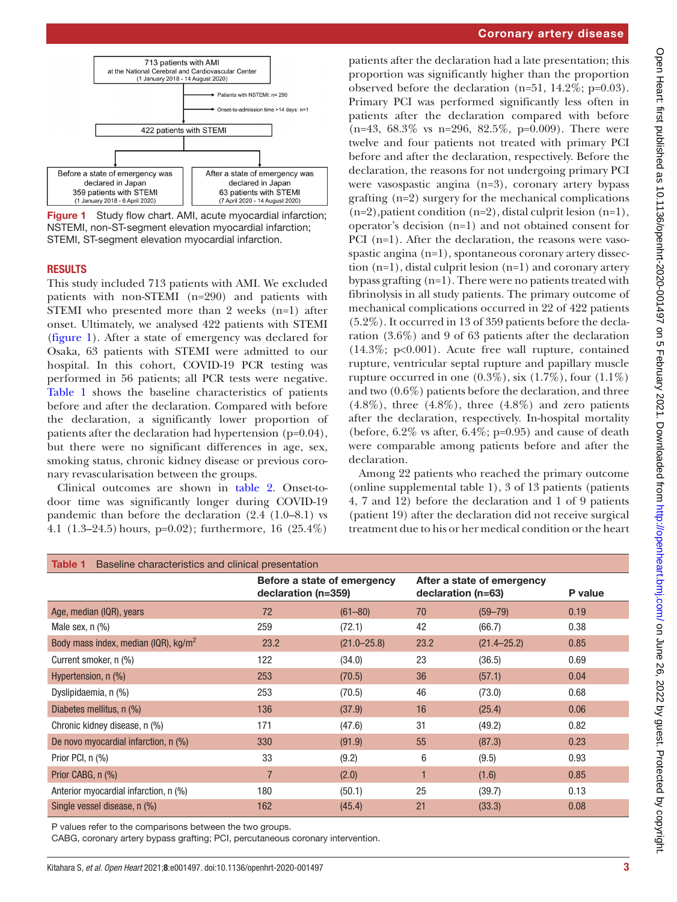713 patients with AMI at the National Cerebral and Cardiovascular Center (1 January 2018 - 14 August 2020)

→ Patients with NSTEMI: n= 290

→ Onset-to-admission time >14 days: n=1

422 patients with STEMI

Before a state of emergency was declared in Japan 359 patients with STEMI (1 January 2018 - 6 April 2020)

After a state of emergency was declared in Japan 63 patients with STEMI (7 April 2020 - 14 August 2020)

**Figure 1** Study flow chart. AMI, acute myocardial infarction; NSTEMI, non-ST-segment elevation myocardial infarction; STEMI, ST-segment elevation myocardial infarction.

## RESULTS

This study included 713 patients with AMI. We excluded patients with non-STEMI (n=290) and patients with STEMI who presented more than 2 weeks (n=1) after onset. Ultimately, we analysed 422 patients with STEMI (figure 1). After a state of emergency was declared for Osaka, 63 patients with STEMI were admitted to our hospital. In this cohort, COVID-19 PCR testing was performed in 56 patients; all PCR tests were negative. Table 1 shows the baseline characteristics of patients before and after the declaration. Compared with before the declaration, a significantly lower proportion of patients after the declaration had hypertension (p=0.04), but there were no significant differences in age, sex, smoking status, chronic kidney disease or previous coronary revascularisation between the groups.

Clinical outcomes are shown in table 2. Onset-to-door time was significantly longer during COVID-19 pandemic than before the declaration (2.4 (1.0–8.1) vs 4.1 (1.3–24.5) hours, p=0.02); furthermore, 16 (25.4%) patients after the declaration had a late presentation; this proportion was significantly higher than the proportion observed before the declaration (n=51, 14.2%; p=0.03). Primary PCI was performed significantly less often in patients after the declaration compared with before (n=43, 68.3% vs n=296, 82.5%, p=0.009). There were twelve and four patients not treated with primary PCI before and after the declaration, respectively. Before the declaration, the reasons for not undergoing primary PCI were vasospastic angina (n=3), coronary artery bypass grafting (n=2) surgery for the mechanical complications (n=2), patient condition (n=2), distal culprit lesion (n=1), operator's decision (n=1) and not obtained consent for PCI (n=1). After the declaration, the reasons were vasospastic angina (n=1), spontaneous coronary artery dissection (n=1), distal culprit lesion (n=1) and coronary artery bypass grafting (n=1). There were no patients treated with fibrinolysis in all study patients. The primary outcome of mechanical complications occurred in 22 of 422 patients (5.2%). It occurred in 13 of 359 patients before the declaration (3.6%) and 9 of 63 patients after the declaration (14.3%; p<0.001). Acute free wall rupture, contained rupture, ventricular septal rupture and papillary muscle rupture occurred in one (0.3%), six (1.7%), four (1.1%) and two (0.6%) patients before the declaration, and three (4.8%), three (4.8%), three (4.8%) and zero patients after the declaration, respectively. In-hospital mortality (before, 6.2% vs after, 6.4%; p=0.95) and cause of death were comparable among patients before and after the declaration.

Among 22 patients who reached the primary outcome (online supplemental table 1), 3 of 13 patients (patients 4, 7 and 12) before the declaration and 1 of 9 patients (patient 19) after the declaration did not receive surgical treatment due to his or her medical condition or the heart

**Table 1** Baseline characteristics and clinical presentation

| | Before a state of emergency declaration (n=359) | | After a state of emergency declaration (n=63) | | P value |
|---|---|---|---|---|---|
| Age, median (IQR), years | 72 | (61–80) | 70 | (59–79) | 0.19 |
| Male sex, n (%) | 259 | (72.1) | 42 | (66.7) | 0.38 |
| Body mass index, median (IQR), kg/m$^2$ | 23.2 | (21.0–25.8) | 23.2 | (21.4–25.2) | 0.85 |
| Current smoker, n (%) | 122 | (34.0) | 23 | (36.5) | 0.69 |
| Hypertension, n (%) | 253 | (70.5) | 36 | (57.1) | 0.04 |
| Dyslipidaemia, n (%) | 253 | (70.5) | 46 | (73.0) | 0.68 |
| Diabetes mellitus, n (%) | 136 | (37.9) | 16 | (25.4) | 0.06 |
| Chronic kidney disease, n (%) | 171 | (47.6) | 31 | (49.2) | 0.82 |
| De novo myocardial infarction, n (%) | 330 | (91.9) | 55 | (87.3) | 0.23 |
| Prior PCI, n (%) | 33 | (9.2) | 6 | (9.5) | 0.93 |
| Prior CABG, n (%) | 7 | (2.0) | 1 | (1.6) | 0.85 |
| Anterior myocardial infarction, n (%) | 180 | (50.1) | 25 | (39.7) | 0.13 |
| Single vessel disease, n (%) | 162 | (45.4) | 21 | (33.3) | 0.08 |

P values refer to the comparisons between the two groups.
CABG, coronary artery bypass grafting; PCI, percutaneous coronary intervention.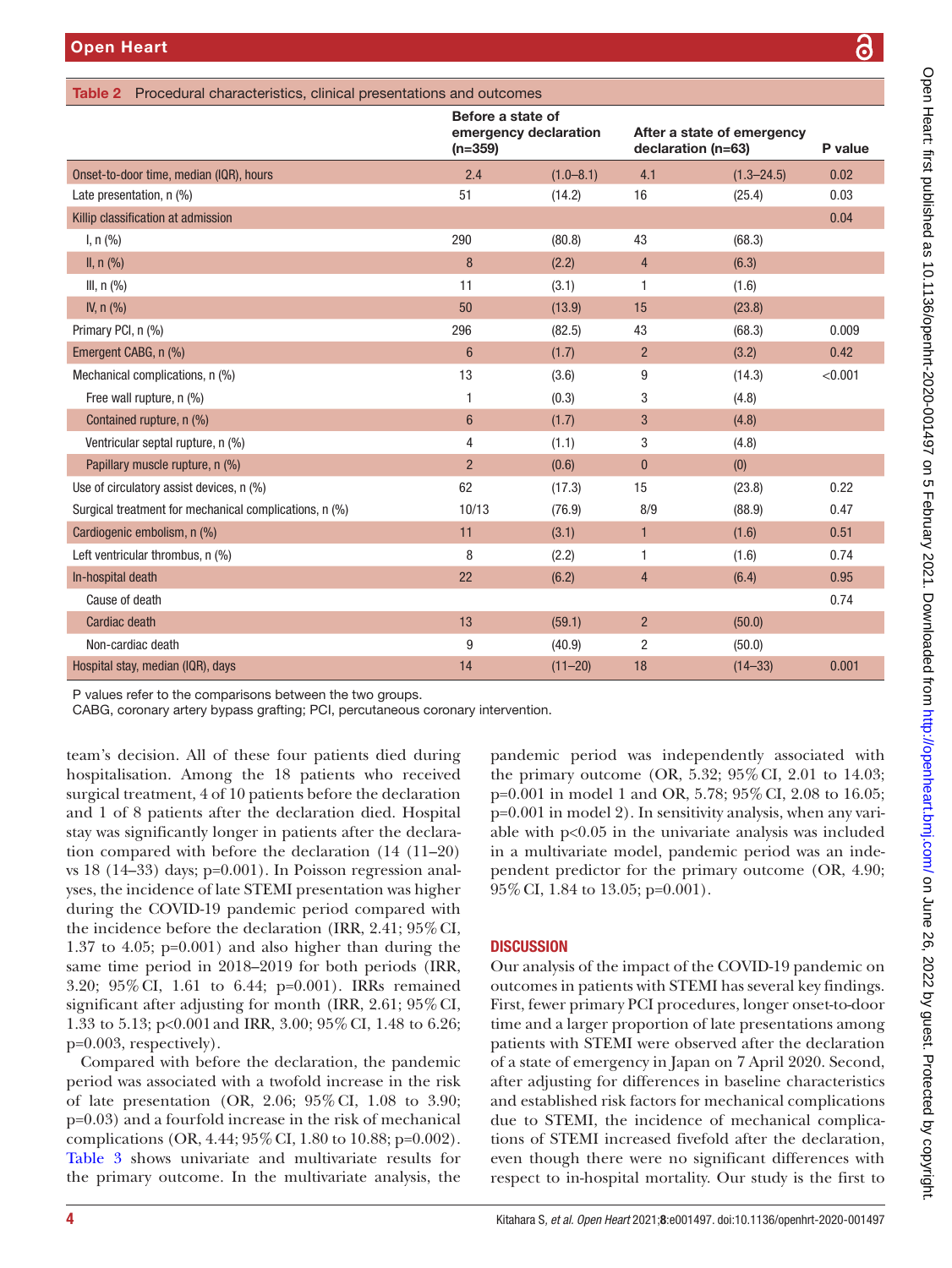**Table 2** Procedural characteristics, clinical presentations and outcomes

| | Before a state of emergency declaration (n=359) | | After a state of emergency declaration (n=63) | | P value |
|---|---|---|---|---|---|
| Onset-to-door time, median (IQR), hours | 2.4 | (1.0–8.1) | 4.1 | (1.3–24.5) | 0.02 |
| Late presentation, n (%) | 51 | (14.2) | 16 | (25.4) | 0.03 |
| Killip classification at admission | | | | | 0.04 |
| I, n (%) | 290 | (80.8) | 43 | (68.3) | |
| II, n (%) | 8 | (2.2) | 4 | (6.3) | |
| III, n (%) | 11 | (3.1) | 1 | (1.6) | |
| IV, n (%) | 50 | (13.9) | 15 | (23.8) | |
| Primary PCI, n (%) | 296 | (82.5) | 43 | (68.3) | 0.009 |
| Emergent CABG, n (%) | 6 | (1.7) | 2 | (3.2) | 0.42 |
| Mechanical complications, n (%) | 13 | (3.6) | 9 | (14.3) | <0.001 |
| Free wall rupture, n (%) | 1 | (0.3) | 3 | (4.8) | |
| Contained rupture, n (%) | 6 | (1.7) | 3 | (4.8) | |
| Ventricular septal rupture, n (%) | 4 | (1.1) | 3 | (4.8) | |
| Papillary muscle rupture, n (%) | 2 | (0.6) | 0 | (0) | |
| Use of circulatory assist devices, n (%) | 62 | (17.3) | 15 | (23.8) | 0.22 |
| Surgical treatment for mechanical complications, n (%) | 10/13 | (76.9) | 8/9 | (88.9) | 0.47 |
| Cardiogenic embolism, n (%) | 11 | (3.1) | 1 | (1.6) | 0.51 |
| Left ventricular thrombus, n (%) | 8 | (2.2) | 1 | (1.6) | 0.74 |
| In-hospital death | 22 | (6.2) | 4 | (6.4) | 0.95 |
| Cause of death | | | | | 0.74 |
| Cardiac death | 13 | (59.1) | 2 | (50.0) | |
| Non-cardiac death | 9 | (40.9) | 2 | (50.0) | |
| Hospital stay, median (IQR), days | 14 | (11–20) | 18 | (14–33) | 0.001 |

P values refer to the comparisons between the two groups.
CABG, coronary artery bypass grafting; PCI, percutaneous coronary intervention.

team's decision. All of these four patients died during hospitalisation. Among the 18 patients who received surgical treatment, 4 of 10 patients before the declaration and 1 of 8 patients after the declaration died. Hospital stay was significantly longer in patients after the declaration compared with before the declaration (14 (11–20) vs 18 (14–33) days; p=0.001). In Poisson regression analyses, the incidence of late STEMI presentation was higher during the COVID-19 pandemic period compared with the incidence before the declaration (IRR, 2.41; 95% CI, 1.37 to 4.05; p=0.001) and also higher than during the same time period in 2018–2019 for both periods (IRR, 3.20; 95% CI, 1.61 to 6.44; p=0.001). IRRs remained significant after adjusting for month (IRR, 2.61; 95% CI, 1.33 to 5.13; p<0.001 and IRR, 3.00; 95% CI, 1.48 to 6.26; p=0.003, respectively).

Compared with before the declaration, the pandemic period was associated with a twofold increase in the risk of late presentation (OR, 2.06; 95% CI, 1.08 to 3.90; p=0.03) and a fourfold increase in the risk of mechanical complications (OR, 4.44; 95% CI, 1.80 to 10.88; p=0.002). Table 3 shows univariate and multivariate results for the primary outcome. In the multivariate analysis, the pandemic period was independently associated with the primary outcome (OR, 5.32; 95% CI, 2.01 to 14.03; p=0.001 in model 1 and OR, 5.78; 95% CI, 2.08 to 16.05; p=0.001 in model 2). In sensitivity analysis, when any variable with p<0.05 in the univariate analysis was included in a multivariate model, pandemic period was an independent predictor for the primary outcome (OR, 4.90; 95% CI, 1.84 to 13.05; p=0.001).

## DISCUSSION

Our analysis of the impact of the COVID-19 pandemic on outcomes in patients with STEMI has several key findings. First, fewer primary PCI procedures, longer onset-to-door time and a larger proportion of late presentations among patients with STEMI were observed after the declaration of a state of emergency in Japan on 7 April 2020. Second, after adjusting for differences in baseline characteristics and established risk factors for mechanical complications due to STEMI, the incidence of mechanical complications of STEMI increased fivefold after the declaration, even though there were no significant differences with respect to in-hospital mortality. Our study is the first to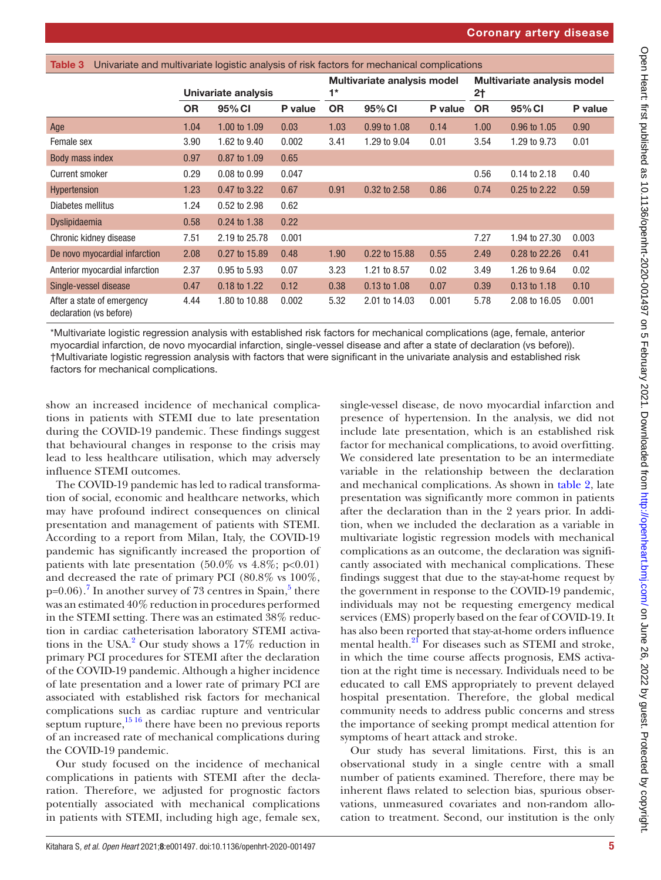**Table 3** Univariate and multivariate logistic analysis of risk factors for mechanical complications

| | Univariate analysis | | | Multivariate analysis model 1* | | | Multivariate analysis model 2† | | |
|---|---|---|---|---|---|---|---|---|---|
| | OR | 95% CI | P value | OR | 95% CI | P value | OR | 95% CI | P value |
| Age | 1.04 | 1.00 to 1.09 | 0.03 | 1.03 | 0.99 to 1.08 | 0.14 | 1.00 | 0.96 to 1.05 | 0.90 |
| Female sex | 3.90 | 1.62 to 9.40 | 0.002 | 3.41 | 1.29 to 9.04 | 0.01 | 3.54 | 1.29 to 9.73 | 0.01 |
| Body mass index | 0.97 | 0.87 to 1.09 | 0.65 | | | | | | |
| Current smoker | 0.29 | 0.08 to 0.99 | 0.047 | | | | 0.56 | 0.14 to 2.18 | 0.40 |
| Hypertension | 1.23 | 0.47 to 3.22 | 0.67 | 0.91 | 0.32 to 2.58 | 0.86 | 0.74 | 0.25 to 2.22 | 0.59 |
| Diabetes mellitus | 1.24 | 0.52 to 2.98 | 0.62 | | | | | | |
| Dyslipidaemia | 0.58 | 0.24 to 1.38 | 0.22 | | | | | | |
| Chronic kidney disease | 7.51 | 2.19 to 25.78 | 0.001 | | | | 7.27 | 1.94 to 27.30 | 0.003 |
| De novo myocardial infarction | 2.08 | 0.27 to 15.89 | 0.48 | 1.90 | 0.22 to 15.88 | 0.55 | 2.49 | 0.28 to 22.26 | 0.41 |
| Anterior myocardial infarction | 2.37 | 0.95 to 5.93 | 0.07 | 3.23 | 1.21 to 8.57 | 0.02 | 3.49 | 1.26 to 9.64 | 0.02 |
| Single-vessel disease | 0.47 | 0.18 to 1.22 | 0.12 | 0.38 | 0.13 to 1.08 | 0.07 | 0.39 | 0.13 to 1.18 | 0.10 |
| After a state of emergency declaration (vs before) | 4.44 | 1.80 to 10.88 | 0.002 | 5.32 | 2.01 to 14.03 | 0.001 | 5.78 | 2.08 to 16.05 | 0.001 |

*Multivariate logistic regression analysis with established risk factors for mechanical complications (age, female, anterior myocardial infarction, de novo myocardial infarction, single-vessel disease and after a state of declaration (vs before)).
†Multivariate logistic regression analysis with factors that were significant in the univariate analysis and established risk factors for mechanical complications.

show an increased incidence of mechanical complications in patients with STEMI due to late presentation during the COVID-19 pandemic. These findings suggest that behavioural changes in response to the crisis may lead to less healthcare utilisation, which may adversely influence STEMI outcomes.

The COVID-19 pandemic has led to radical transformation of social, economic and healthcare networks, which may have profound indirect consequences on clinical presentation and management of patients with STEMI. According to a report from Milan, Italy, the COVID-19 pandemic has significantly increased the proportion of patients with late presentation (50.0% vs 4.8%; p<0.01) and decreased the rate of primary PCI (80.8% vs 100%, p=0.06).[7] In another survey of 73 centres in Spain,[5] there was an estimated 40% reduction in procedures performed in the STEMI setting. There was an estimated 38% reduction in cardiac catheterisation laboratory STEMI activations in the USA.[2] Our study shows a 17% reduction in primary PCI procedures for STEMI after the declaration of the COVID-19 pandemic. Although a higher incidence of late presentation and a lower rate of primary PCI are associated with established risk factors for mechanical complications such as cardiac rupture and ventricular septum rupture,[15 16] there have been no previous reports of an increased rate of mechanical complications during the COVID-19 pandemic.

Our study focused on the incidence of mechanical complications in patients with STEMI after the declaration. Therefore, we adjusted for prognostic factors potentially associated with mechanical complications in patients with STEMI, including high age, female sex, single-vessel disease, de novo myocardial infarction and presence of hypertension. In the analysis, we did not include late presentation, which is an established risk factor for mechanical complications, to avoid overfitting. We considered late presentation to be an intermediate variable in the relationship between the declaration and mechanical complications. As shown in table 2, late presentation was significantly more common in patients after the declaration than in the 2 years prior. In addition, when we included the declaration as a variable in multivariate logistic regression models with mechanical complications as an outcome, the declaration was significantly associated with mechanical complications. These findings suggest that due to the stay-at-home request by the government in response to the COVID-19 pandemic, individuals may not be requesting emergency medical services (EMS) properly based on the fear of COVID-19. It has also been reported that stay-at-home orders influence mental health.[21] For diseases such as STEMI and stroke, in which the time course affects prognosis, EMS activation at the right time is necessary. Individuals need to be educated to call EMS appropriately to prevent delayed hospital presentation. Therefore, the global medical community needs to address public concerns and stress the importance of seeking prompt medical attention for symptoms of heart attack and stroke.

Our study has several limitations. First, this is an observational study in a single centre with a small number of patients examined. Therefore, there may be inherent flaws related to selection bias, spurious observations, unmeasured covariates and non-random allocation to treatment. Second, our institution is the only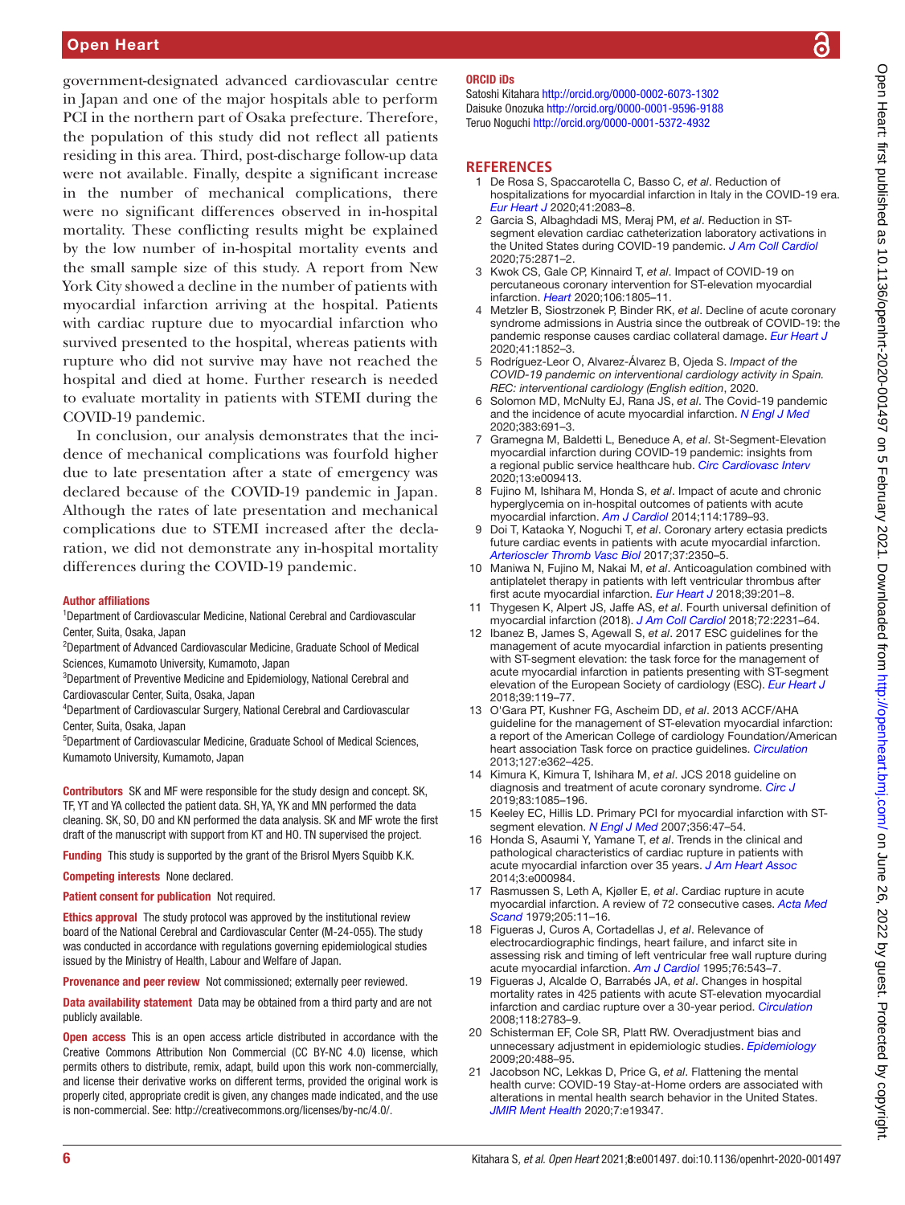government-designated advanced cardiovascular centre in Japan and one of the major hospitals able to perform PCI in the northern part of Osaka prefecture. Therefore, the population of this study did not reflect all patients residing in this area. Third, post-discharge follow-up data were not available. Finally, despite a significant increase in the number of mechanical complications, there were no significant differences observed in in-hospital mortality. These conflicting results might be explained by the low number of in-hospital mortality events and the small sample size of this study. A report from New York City showed a decline in the number of patients with myocardial infarction arriving at the hospital. Patients with cardiac rupture due to myocardial infarction who survived presented to the hospital, whereas patients with rupture who did not survive may have not reached the hospital and died at home. Further research is needed to evaluate mortality in patients with STEMI during the COVID-19 pandemic.

In conclusion, our analysis demonstrates that the incidence of mechanical complications was fourfold higher due to late presentation after a state of emergency was declared because of the COVID-19 pandemic in Japan. Although the rates of late presentation and mechanical complications due to STEMI increased after the declaration, we did not demonstrate any in-hospital mortality differences during the COVID-19 pandemic.

**Author affiliations**

[1]Department of Cardiovascular Medicine, National Cerebral and Cardiovascular Center, Suita, Osaka, Japan
[2]Department of Advanced Cardiovascular Medicine, Graduate School of Medical Sciences, Kumamoto University, Kumamoto, Japan
[3]Department of Preventive Medicine and Epidemiology, National Cerebral and Cardiovascular Center, Suita, Osaka, Japan
[4]Department of Cardiovascular Surgery, National Cerebral and Cardiovascular Center, Suita, Osaka, Japan
[5]Department of Cardiovascular Medicine, Graduate School of Medical Sciences, Kumamoto University, Kumamoto, Japan

**Contributors** SK and MF were responsible for the study design and concept. SK, TF, YT and YA collected the patient data. SH, YA, YK and MN performed the data cleaning. SK, SO, DO and KN performed the data analysis. SK and MF wrote the first draft of the manuscript with support from KT and HO. TN supervised the project.

**Funding** This study is supported by the grant of the Brisrol Myers Squibb K.K.

**Competing interests** None declared.

**Patient consent for publication** Not required.

**Ethics approval** The study protocol was approved by the institutional review board of the National Cerebral and Cardiovascular Center (M-24-055). The study was conducted in accordance with regulations governing epidemiological studies issued by the Ministry of Health, Labour and Welfare of Japan.

**Provenance and peer review** Not commissioned; externally peer reviewed.

**Data availability statement** Data may be obtained from a third party and are not publicly available.

**Open access** This is an open access article distributed in accordance with the Creative Commons Attribution Non Commercial (CC BY-NC 4.0) license, which permits others to distribute, remix, adapt, build upon this work non-commercially, and license their derivative works on different terms, provided the original work is properly cited, appropriate credit is given, any changes made indicated, and the use is non-commercial. See: http://creativecommons.org/licenses/by-nc/4.0/.

**ORCID iDs**

Satoshi Kitahara http://orcid.org/0000-0002-6073-1302
Daisuke Onozuka http://orcid.org/0000-0001-9596-9188
Teruo Noguchi http://orcid.org/0000-0001-5372-4932

## REFERENCES

1. De Rosa S, Spaccarotella C, Basso C, *et al*. Reduction of hospitalizations for myocardial infarction in Italy in the COVID-19 era. *Eur Heart J* 2020;41:2083–8.
2. Garcia S, Albaghdadi MS, Meraj PM, *et al*. Reduction in ST-segment elevation cardiac catheterization laboratory activations in the United States during COVID-19 pandemic. *J Am Coll Cardiol* 2020;75:2871–2.
3. Kwok CS, Gale CP, Kinnaird T, *et al*. Impact of COVID-19 on percutaneous coronary intervention for ST-elevation myocardial infarction. *Heart* 2020;106:1805–11.
4. Metzler B, Siostrzonek P, Binder RK, *et al*. Decline of acute coronary syndrome admissions in Austria since the outbreak of COVID-19: the pandemic response causes cardiac collateral damage. *Eur Heart J* 2020;41:1852–3.
5. Rodríguez-Leor O, Alvarez-Álvarez B, Ojeda S. *Impact of the COVID-19 pandemic on interventional cardiology activity in Spain. REC: interventional cardiology (English edition*, 2020.
6. Solomon MD, McNulty EJ, Rana JS, *et al*. The Covid-19 pandemic and the incidence of acute myocardial infarction. *N Engl J Med* 2020;383:691–3.
7. Gramegna M, Baldetti L, Beneduce A, *et al*. St-Segment-Elevation myocardial infarction during COVID-19 pandemic: insights from a regional public service healthcare hub. *Circ Cardiovasc Interv* 2020;13:e009413.
8. Fujino M, Ishihara M, Honda S, *et al*. Impact of acute and chronic hyperglycemia on in-hospital outcomes of patients with acute myocardial infarction. *Am J Cardiol* 2014;114:1789–93.
9. Doi T, Kataoka Y, Noguchi T, *et al*. Coronary artery ectasia predicts future cardiac events in patients with acute myocardial infarction. *Arterioscler Thromb Vasc Biol* 2017;37:2350–5.
10. Maniwa N, Fujino M, Nakai M, *et al*. Anticoagulation combined with antiplatelet therapy in patients with left ventricular thrombus after first acute myocardial infarction. *Eur Heart J* 2018;39:201–8.
11. Thygesen K, Alpert JS, Jaffe AS, *et al*. Fourth universal definition of myocardial infarction (2018). *J Am Coll Cardiol* 2018;72:2231–64.
12. Ibanez B, James S, Agewall S, *et al*. 2017 ESC guidelines for the management of acute myocardial infarction in patients presenting with ST-segment elevation: the task force for the management of acute myocardial infarction in patients presenting with ST-segment elevation of the European Society of cardiology (ESC). *Eur Heart J* 2018;39:119–77.
13. O'Gara PT, Kushner FG, Ascheim DD, *et al*. 2013 ACCF/AHA guideline for the management of ST-elevation myocardial infarction: a report of the American College of cardiology Foundation/American heart association Task force on practice guidelines. *Circulation* 2013;127:e362–425.
14. Kimura K, Kimura T, Ishihara M, *et al*. JCS 2018 guideline on diagnosis and treatment of acute coronary syndrome. *Circ J* 2019;83:1085–196.
15. Keeley EC, Hillis LD. Primary PCI for myocardial infarction with ST-segment elevation. *N Engl J Med* 2007;356:47–54.
16. Honda S, Asaumi Y, Yamane T, *et al*. Trends in the clinical and pathological characteristics of cardiac rupture in patients with acute myocardial infarction over 35 years. *J Am Heart Assoc* 2014;3:e000984.
17. Rasmussen S, Leth A, Kjøller E, *et al*. Cardiac rupture in acute myocardial infarction. A review of 72 consecutive cases. *Acta Med Scand* 1979;205:11–16.
18. Figueras J, Curos A, Cortadellas J, *et al*. Relevance of electrocardiographic findings, heart failure, and infarct site in assessing risk and timing of left ventricular free wall rupture during acute myocardial infarction. *Am J Cardiol* 1995;76:543–7.
19. Figueras J, Alcalde O, Barrabés JA, *et al*. Changes in hospital mortality rates in 425 patients with acute ST-elevation myocardial infarction and cardiac rupture over a 30-year period. *Circulation* 2008;118:2783–9.
20. Schisterman EF, Cole SR, Platt RW. Overadjustment bias and unnecessary adjustment in epidemiologic studies. *Epidemiology* 2009;20:488–95.
21. Jacobson NC, Lekkas D, Price G, *et al*. Flattening the mental health curve: COVID-19 Stay-at-Home orders are associated with alterations in mental health search behavior in the United States. *JMIR Ment Health* 2020;7:e19347.